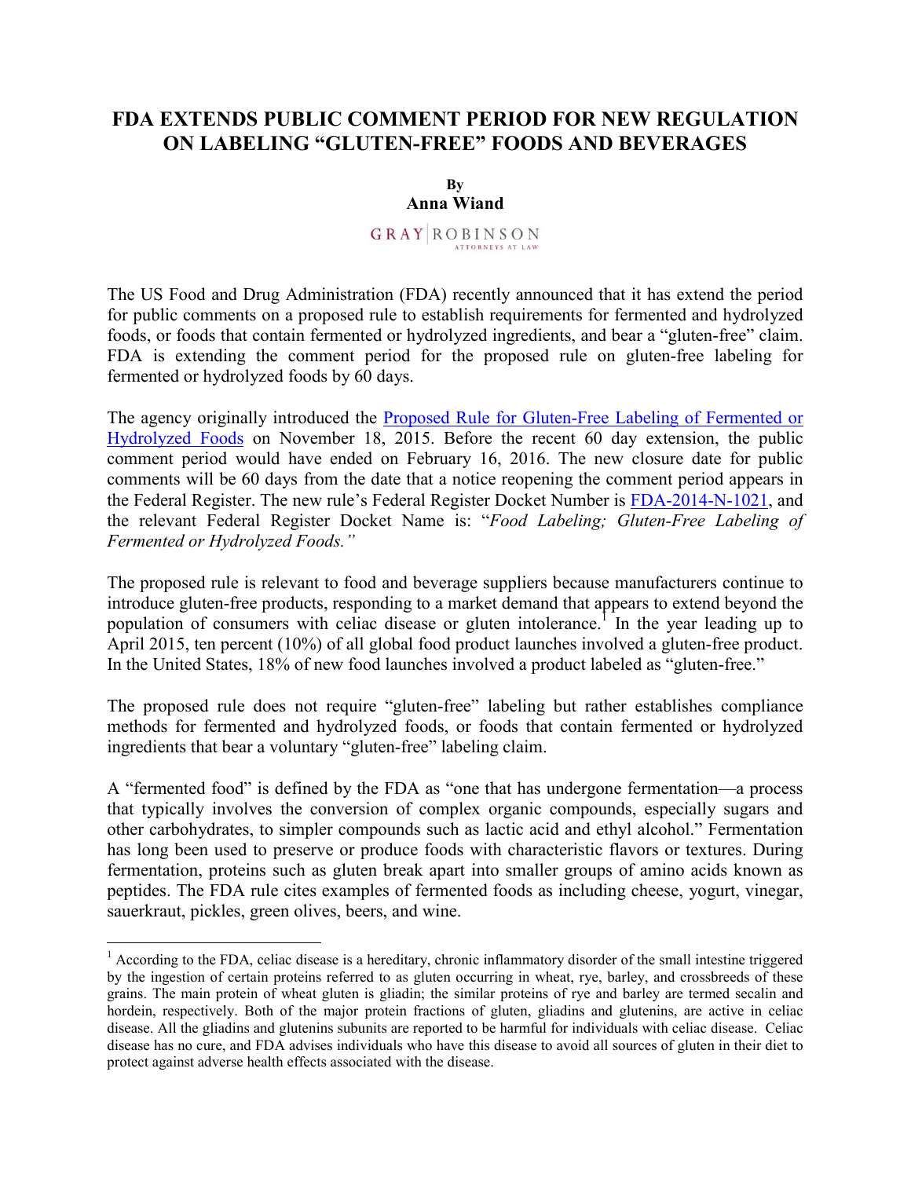# FDA EXTENDS PUBLIC COMMENT PERIOD FOR NEW REGULATION ON LABELING "GLUTEN-FREE" FOODS AND BEVERAGES

**By**
**Anna Wiand**

GRAY | ROBINSON
ATTORNEYS AT LAW

The US Food and Drug Administration (FDA) recently announced that it has extend the period for public comments on a proposed rule to establish requirements for fermented and hydrolyzed foods, or foods that contain fermented or hydrolyzed ingredients, and bear a "gluten-free" claim. FDA is extending the comment period for the proposed rule on gluten-free labeling for fermented or hydrolyzed foods by 60 days.

The agency originally introduced the Proposed Rule for Gluten-Free Labeling of Fermented or Hydrolyzed Foods on November 18, 2015. Before the recent 60 day extension, the public comment period would have ended on February 16, 2016. The new closure date for public comments will be 60 days from the date that a notice reopening the comment period appears in the Federal Register. The new rule's Federal Register Docket Number is FDA-2014-N-1021, and the relevant Federal Register Docket Name is: "*Food Labeling; Gluten-Free Labeling of Fermented or Hydrolyzed Foods.*"

The proposed rule is relevant to food and beverage suppliers because manufacturers continue to introduce gluten-free products, responding to a market demand that appears to extend beyond the population of consumers with celiac disease or gluten intolerance.[1] In the year leading up to April 2015, ten percent (10%) of all global food product launches involved a gluten-free product. In the United States, 18% of new food launches involved a product labeled as "gluten-free."

The proposed rule does not require "gluten-free" labeling but rather establishes compliance methods for fermented and hydrolyzed foods, or foods that contain fermented or hydrolyzed ingredients that bear a voluntary "gluten-free" labeling claim.

A "fermented food" is defined by the FDA as "one that has undergone fermentation—a process that typically involves the conversion of complex organic compounds, especially sugars and other carbohydrates, to simpler compounds such as lactic acid and ethyl alcohol." Fermentation has long been used to preserve or produce foods with characteristic flavors or textures. During fermentation, proteins such as gluten break apart into smaller groups of amino acids known as peptides. The FDA rule cites examples of fermented foods as including cheese, yogurt, vinegar, sauerkraut, pickles, green olives, beers, and wine.

---

[1] According to the FDA, celiac disease is a hereditary, chronic inflammatory disorder of the small intestine triggered by the ingestion of certain proteins referred to as gluten occurring in wheat, rye, barley, and crossbreeds of these grains. The main protein of wheat gluten is gliadin; the similar proteins of rye and barley are termed secalin and hordein, respectively. Both of the major protein fractions of gluten, gliadins and glutenins, are active in celiac disease. All the gliadins and glutenins subunits are reported to be harmful for individuals with celiac disease. Celiac disease has no cure, and FDA advises individuals who have this disease to avoid all sources of gluten in their diet to protect against adverse health effects associated with the disease.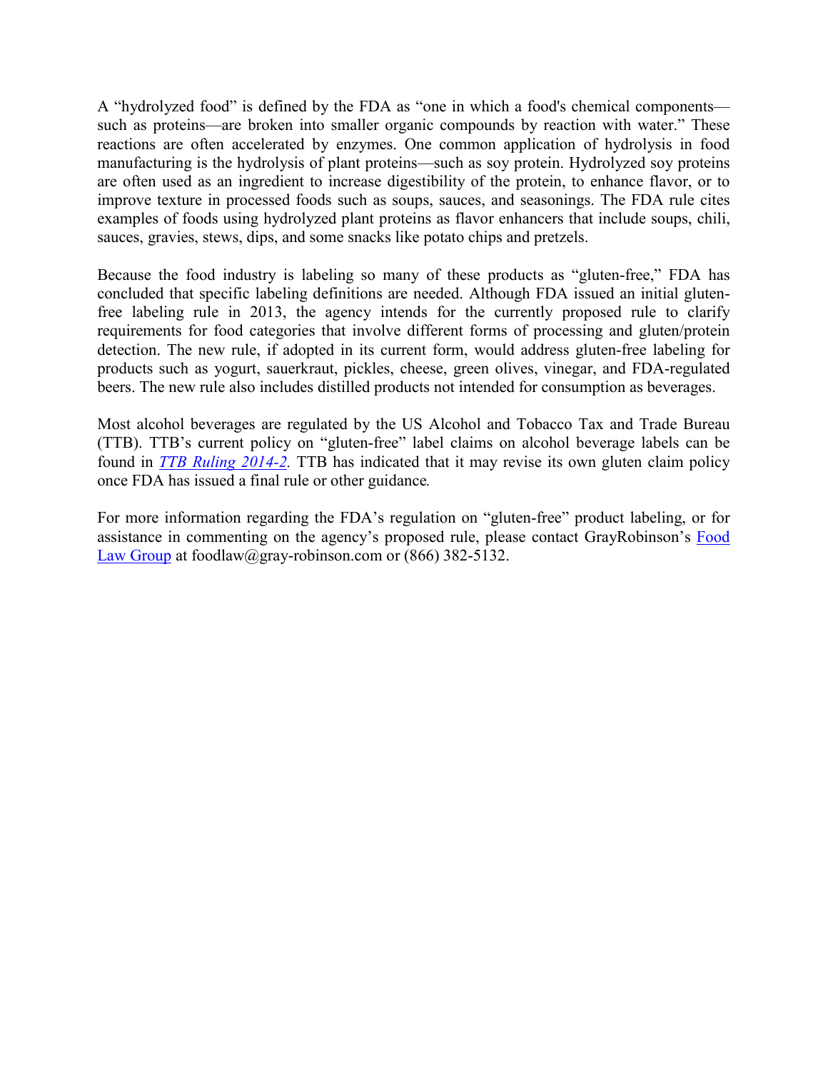A “hydrolyzed food” is defined by the FDA as “one in which a food's chemical components—such as proteins—are broken into smaller organic compounds by reaction with water.” These reactions are often accelerated by enzymes. One common application of hydrolysis in food manufacturing is the hydrolysis of plant proteins—such as soy protein. Hydrolyzed soy proteins are often used as an ingredient to increase digestibility of the protein, to enhance flavor, or to improve texture in processed foods such as soups, sauces, and seasonings. The FDA rule cites examples of foods using hydrolyzed plant proteins as flavor enhancers that include soups, chili, sauces, gravies, stews, dips, and some snacks like potato chips and pretzels.

Because the food industry is labeling so many of these products as “gluten-free,” FDA has concluded that specific labeling definitions are needed. Although FDA issued an initial gluten-free labeling rule in 2013, the agency intends for the currently proposed rule to clarify requirements for food categories that involve different forms of processing and gluten/protein detection. The new rule, if adopted in its current form, would address gluten-free labeling for products such as yogurt, sauerkraut, pickles, cheese, green olives, vinegar, and FDA-regulated beers. The new rule also includes distilled products not intended for consumption as beverages.

Most alcohol beverages are regulated by the US Alcohol and Tobacco Tax and Trade Bureau (TTB). TTB’s current policy on “gluten-free” label claims on alcohol beverage labels can be found in *TTB Ruling 2014-2*. TTB has indicated that it may revise its own gluten claim policy once FDA has issued a final rule or other guidance.

For more information regarding the FDA’s regulation on “gluten-free” product labeling, or for assistance in commenting on the agency’s proposed rule, please contact GrayRobinson’s Food Law Group at foodlaw@gray-robinson.com or (866) 382-5132.